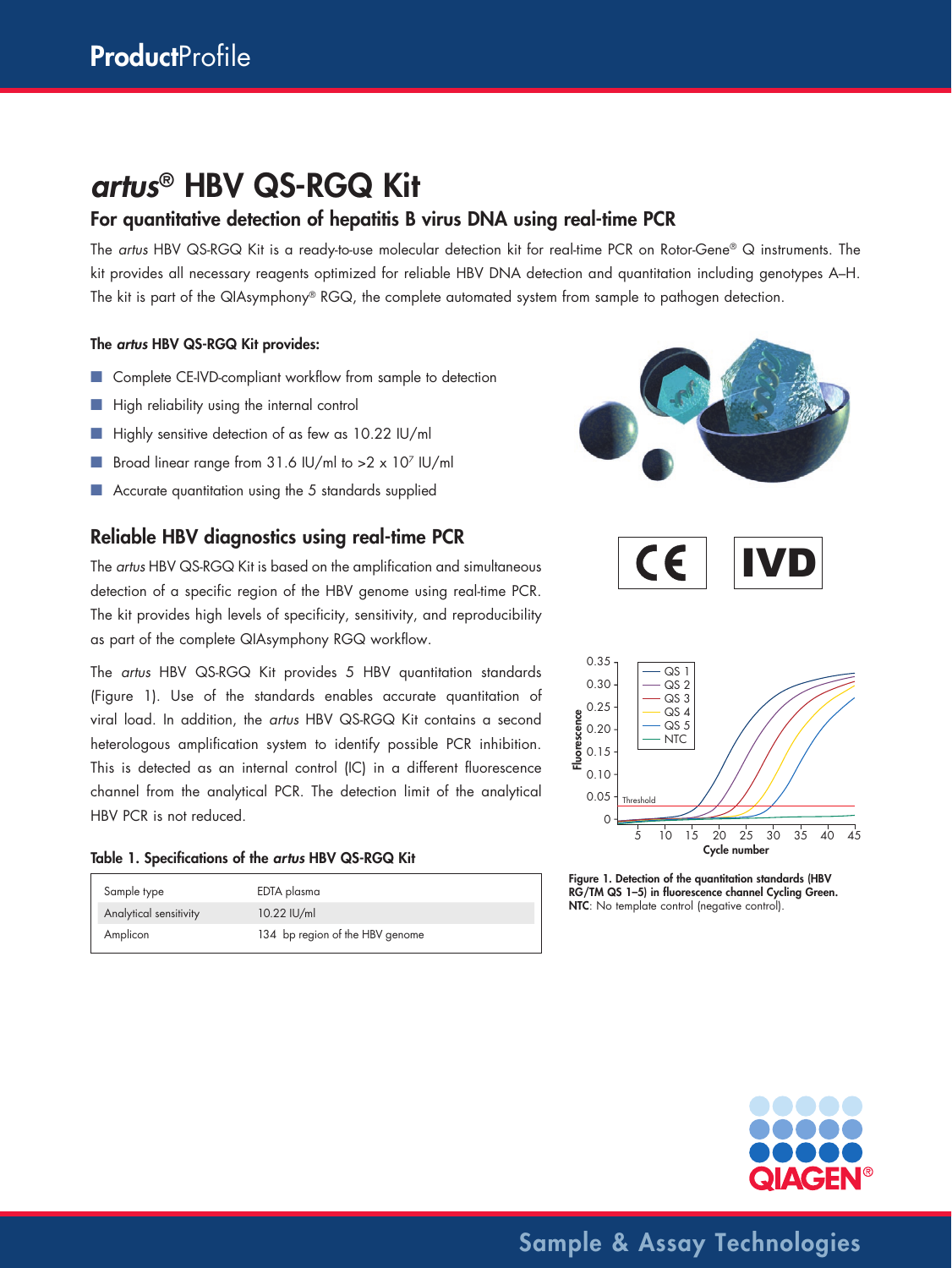# *artus*® HBV QS-RGQ Kit

## For quantitative detection of hepatitis B virus DNA using real-time PCR

The *artus* HBV QS-RGQ Kit is a ready-to-use molecular detection kit for real-time PCR on Rotor-Gene® Q instruments. The kit provides all necessary reagents optimized for reliable HBV DNA detection and quantitation including genotypes A–H. The kit is part of the QIAsymphony® RGQ, the complete automated system from sample to pathogen detection.

### The *artus* HBV QS-RGQ Kit provides:

- Complete CE-IVD-compliant workflow from sample to detection
- High reliability using the internal control
- Highly sensitive detection of as few as 10.22 IU/ml
- Broad linear range from 31.6 IU/ml to >2 x $10^7$ IU/ml
- Accurate quantitation using the 5 standards supplied

## Reliable HBV diagnostics using real-time PCR

The *artus* HBV QS-RGQ Kit is based on the amplification and simultaneous detection of a specific region of the HBV genome using real-time PCR. The kit provides high levels of specificity, sensitivity, and reproducibility as part of the complete QIAsymphony RGQ workflow.

The *artus* HBV QS-RGQ Kit provides 5 HBV quantitation standards (Figure 1). Use of the standards enables accurate quantitation of viral load. In addition, the *artus* HBV QS-RGQ Kit contains a second heterologous amplification system to identify possible PCR inhibition. This is detected as an internal control (IC) in a different fluorescence channel from the analytical PCR. The detection limit of the analytical HBV PCR is not reduced.

**Table 1. Specifications of the *artus* HBV QS-RGQ Kit**

| | |
|---|---|
| Sample type | EDTA plasma |
| Analytical sensitivity | 10.22 IU/ml |
| Amplicon | 134 bp region of the HBV genome |

**Figure 1. Detection of the quantitation standards (HBV RG/TM QS 1–5) in fluorescence channel Cycling Green. NTC**: No template control (negative control).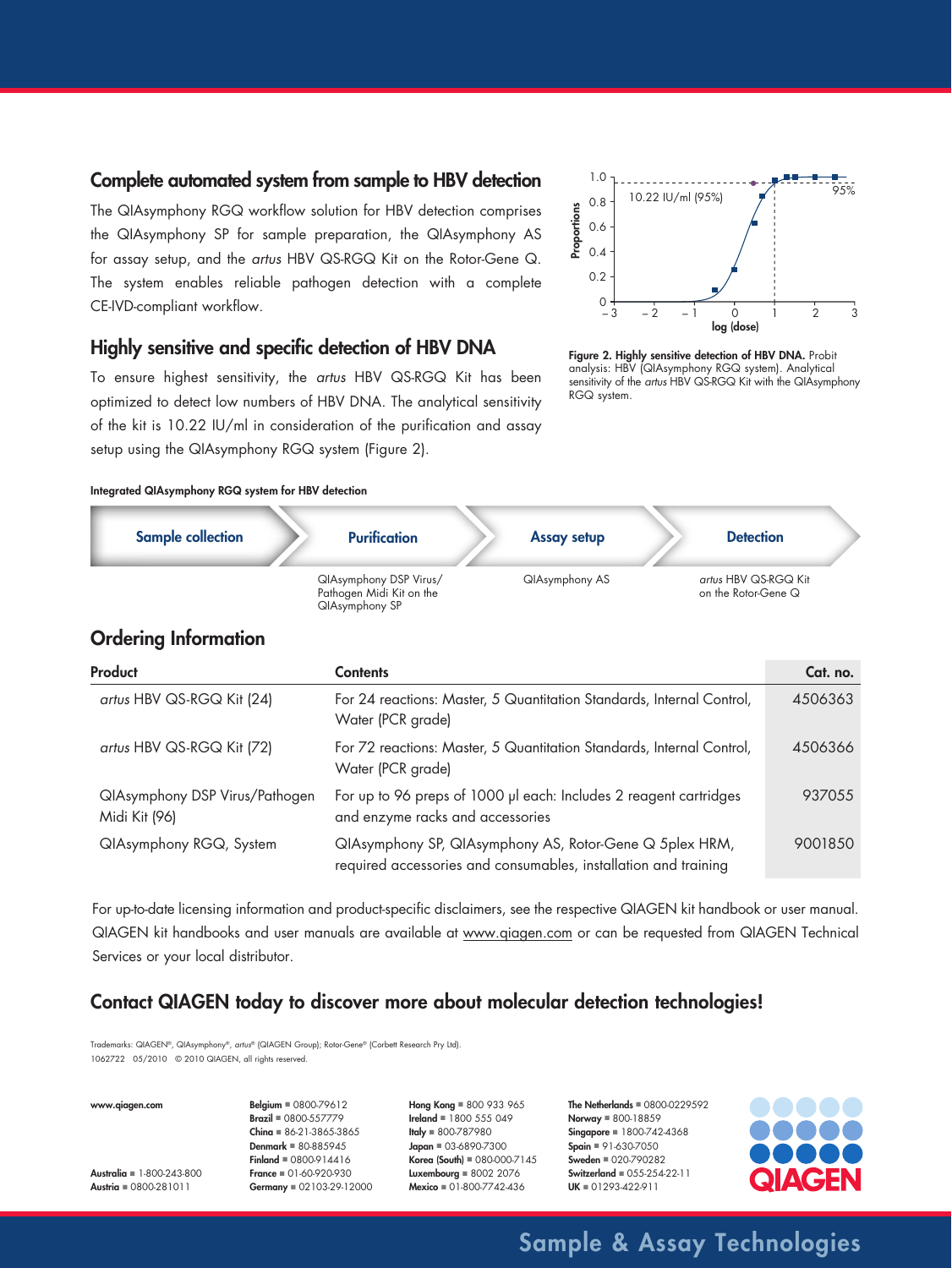## Complete automated system from sample to HBV detection

The QIAsymphony RGQ workflow solution for HBV detection comprises the QIAsymphony SP for sample preparation, the QIAsymphony AS for assay setup, and the *artus* HBV QS-RGQ Kit on the Rotor-Gene Q. The system enables reliable pathogen detection with a complete CE-IVD-compliant workflow.

## Highly sensitive and specific detection of HBV DNA

To ensure highest sensitivity, the *artus* HBV QS-RGQ Kit has been optimized to detect low numbers of HBV DNA. The analytical sensitivity of the kit is 10.22 IU/ml in consideration of the purification and assay setup using the QIAsymphony RGQ system (Figure 2).

10.22 IU/ml (95%)

95%

Proportions

1.0
0.8
0.6
0.4
0.2
0

– 3 – 2 – 1 0 1 2 3

log (dose)

**Figure 2. Highly sensitive detection of HBV DNA.** Probit analysis: HBV (QIAsymphony RGQ system). Analytical sensitivity of the *artus* HBV QS-RGQ Kit with the QIAsymphony RGQ system.

**Integrated QIAsymphony RGQ system for HBV detection**

Sample collection → Purification → Assay setup → Detection

Purification: QIAsymphony DSP Virus/Pathogen Midi Kit on the QIAsymphony SP

Assay setup: QIAsymphony AS

Detection: *artus* HBV QS-RGQ Kit on the Rotor-Gene Q

## Ordering Information

| Product | Contents | Cat. no. |
|---|---|---|
| *artus* HBV QS-RGQ Kit (24) | For 24 reactions: Master, 5 Quantitation Standards, Internal Control, Water (PCR grade) | 4506363 |
| *artus* HBV QS-RGQ Kit (72) | For 72 reactions: Master, 5 Quantitation Standards, Internal Control, Water (PCR grade) | 4506366 |
| QIAsymphony DSP Virus/Pathogen Midi Kit (96) | For up to 96 preps of 1000 µl each: Includes 2 reagent cartridges and enzyme racks and accessories | 937055 |
| QIAsymphony RGQ, System | QIAsymphony SP, QIAsymphony AS, Rotor-Gene Q 5plex HRM, required accessories and consumables, installation and training | 9001850 |

For up-to-date licensing information and product-specific disclaimers, see the respective QIAGEN kit handbook or user manual. QIAGEN kit handbooks and user manuals are available at www.qiagen.com or can be requested from QIAGEN Technical Services or your local distributor.

## Contact QIAGEN today to discover more about molecular detection technologies!

Trademarks: QIAGEN®, QIAsymphony®, *artus*® (QIAGEN Group); Rotor-Gene® (Corbett Research Pty Ltd).
1062722 05/2010 © 2010 QIAGEN, all rights reserved.

**www.qiagen.com**

**Australia** ■ 1-800-243-800
**Austria** ■ 0800-281011
**Belgium** ■ 0800-79612
**Brazil** ■ 0800-557779
**China** ■ 86-21-3865-3865
**Denmark** ■ 80-885945
**Finland** ■ 0800-914416
**France** ■ 01-60-920-930
**Germany** ■ 02103-29-12000
**Hong Kong** ■ 800 933 965
**Ireland** ■ 1800 555 049
**Italy** ■ 800-787980
**Japan** ■ 03-6890-7300
**Korea (South)** ■ 080-000-7145
**Luxembourg** ■ 8002 2076
**Mexico** ■ 01-800-7742-436
**The Netherlands** ■ 0800-0229592
**Norway** ■ 800-18859
**Singapore** ■ 1800-742-4368
**Spain** ■ 91-630-7050
**Sweden** ■ 020-790282
**Switzerland** ■ 055-254-22-11
**UK** ■ 01293-422-911

QIAGEN

Sample & Assay Technologies